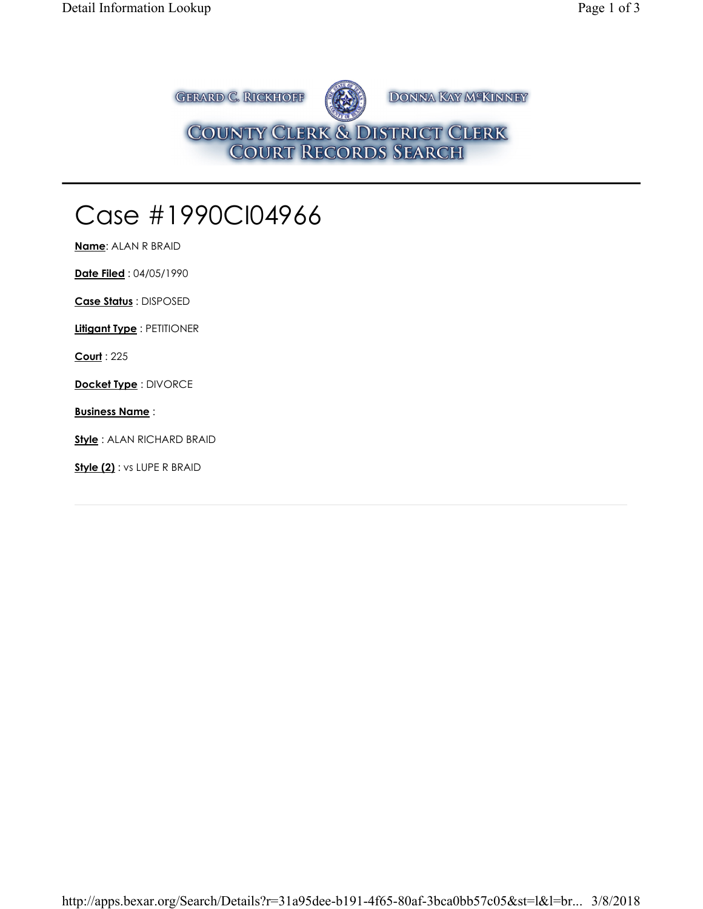GERARD C. RICKHOFF — DONNA KAY MCKINNEY

COUNTY CLERK & DISTRICT CLERK
COURT RECORDS SEARCH

# Case #1990CI04966

**Name**: ALAN R BRAID

**Date Filed** : 04/05/1990

**Case Status** : DISPOSED

**Litigant Type** : PETITIONER

**Court** : 225

**Docket Type** : DIVORCE

**Business Name** :

**Style** : ALAN RICHARD BRAID

**Style (2)** : vs LUPE R BRAID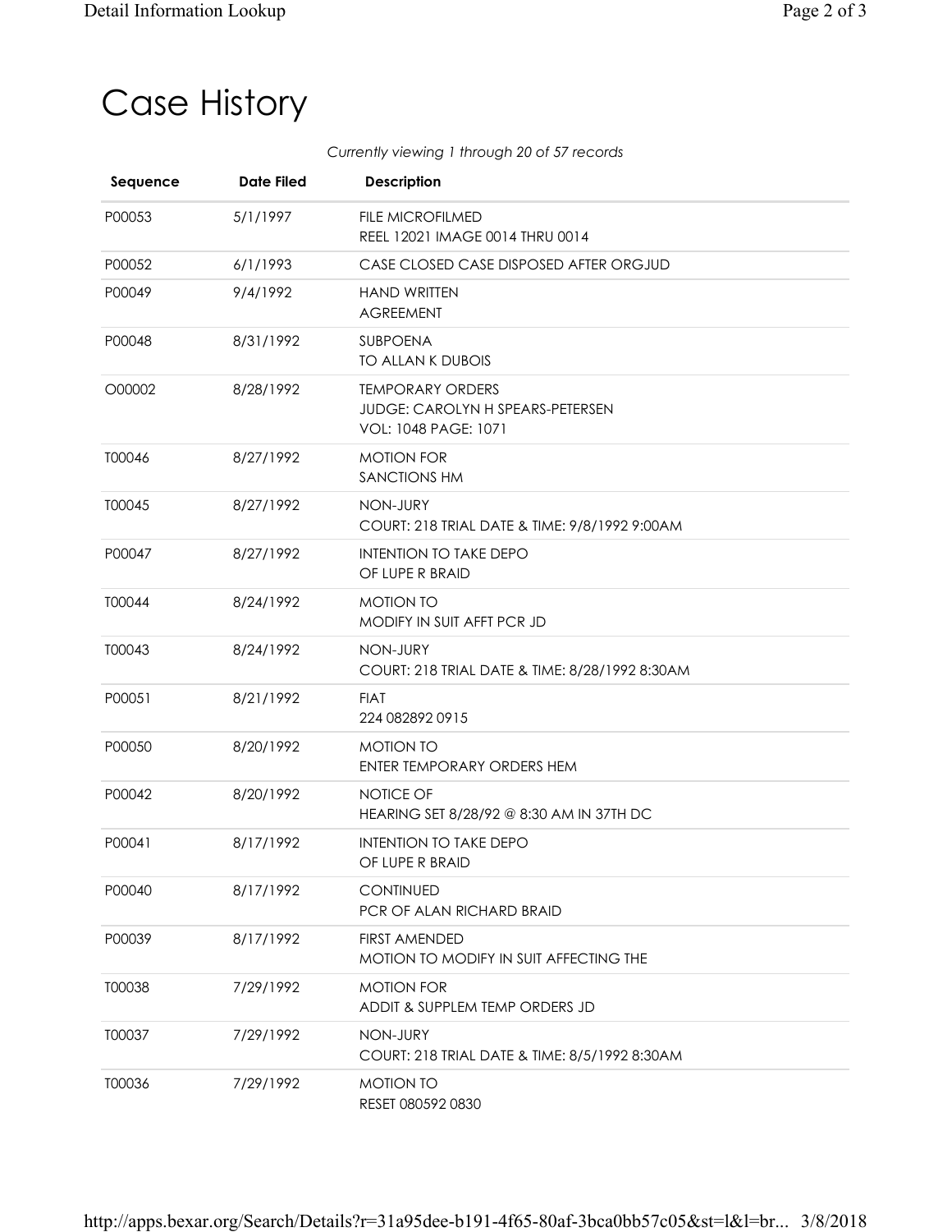# Case History

*Currently viewing 1 through 20 of 57 records*

| Sequence | Date Filed | Description |
|---|---|---|
| P00053 | 5/1/1997 | FILE MICROFILMED<br>REEL 12021 IMAGE 0014 THRU 0014 |
| P00052 | 6/1/1993 | CASE CLOSED CASE DISPOSED AFTER ORGJUD |
| P00049 | 9/4/1992 | HAND WRITTEN<br>AGREEMENT |
| P00048 | 8/31/1992 | SUBPOENA<br>TO ALLAN K DUBOIS |
| O00002 | 8/28/1992 | TEMPORARY ORDERS<br>JUDGE: CAROLYN H SPEARS-PETERSEN<br>VOL: 1048 PAGE: 1071 |
| T00046 | 8/27/1992 | MOTION FOR<br>SANCTIONS HM |
| T00045 | 8/27/1992 | NON-JURY<br>COURT: 218 TRIAL DATE & TIME: 9/8/1992 9:00AM |
| P00047 | 8/27/1992 | INTENTION TO TAKE DEPO<br>OF LUPE R BRAID |
| T00044 | 8/24/1992 | MOTION TO<br>MODIFY IN SUIT AFFT PCR JD |
| T00043 | 8/24/1992 | NON-JURY<br>COURT: 218 TRIAL DATE & TIME: 8/28/1992 8:30AM |
| P00051 | 8/21/1992 | FIAT<br>224 082892 0915 |
| P00050 | 8/20/1992 | MOTION TO<br>ENTER TEMPORARY ORDERS HEM |
| P00042 | 8/20/1992 | NOTICE OF<br>HEARING SET 8/28/92 @ 8:30 AM IN 37TH DC |
| P00041 | 8/17/1992 | INTENTION TO TAKE DEPO<br>OF LUPE R BRAID |
| P00040 | 8/17/1992 | CONTINUED<br>PCR OF ALAN RICHARD BRAID |
| P00039 | 8/17/1992 | FIRST AMENDED<br>MOTION TO MODIFY IN SUIT AFFECTING THE |
| T00038 | 7/29/1992 | MOTION FOR<br>ADDIT & SUPPLEM TEMP ORDERS JD |
| T00037 | 7/29/1992 | NON-JURY<br>COURT: 218 TRIAL DATE & TIME: 8/5/1992 8:30AM |
| T00036 | 7/29/1992 | MOTION TO<br>RESET 080592 0830 |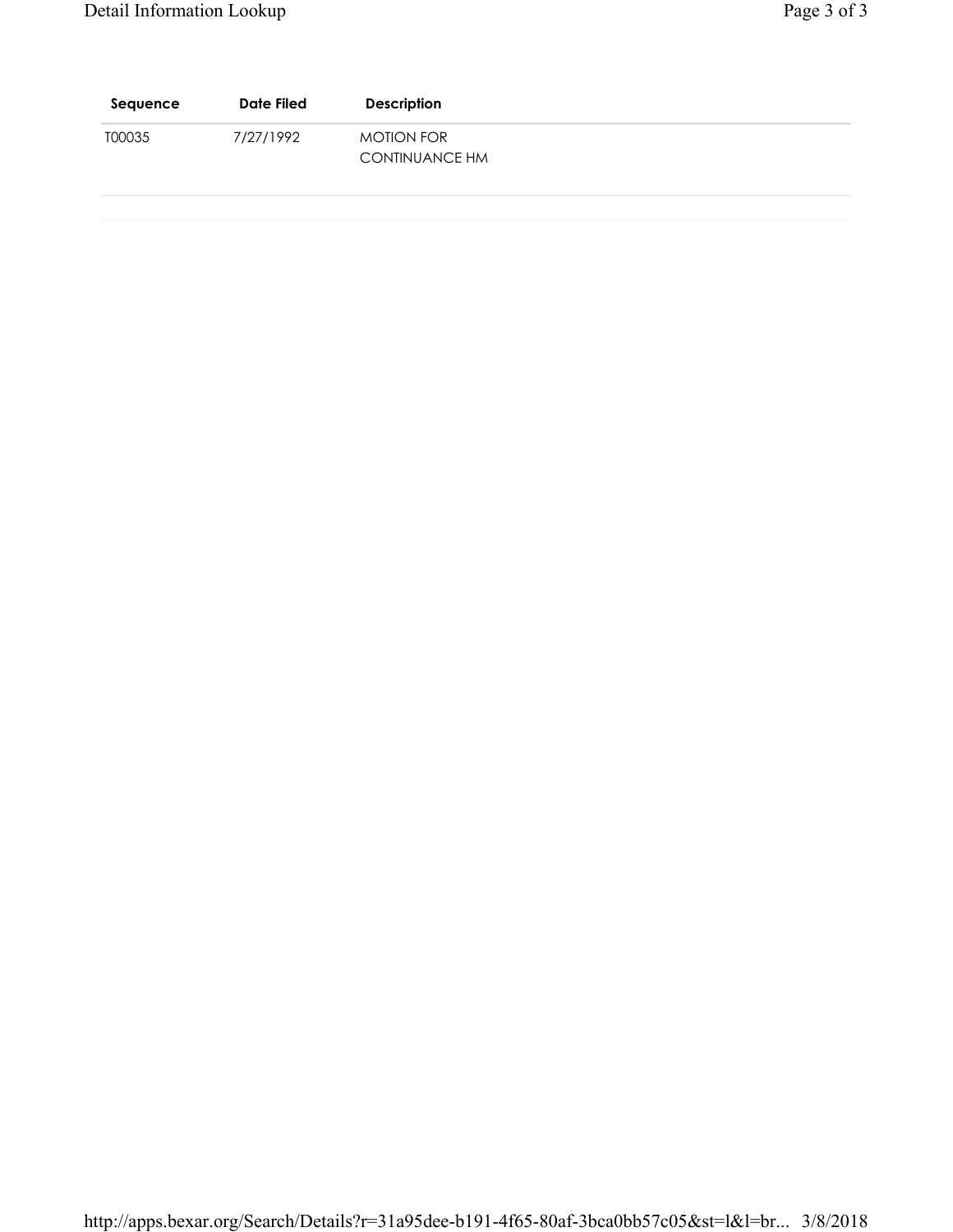| Sequence | Date Filed | Description |
| --- | --- | --- |
| T00035 | 7/27/1992 | MOTION FOR CONTINUANCE HM |